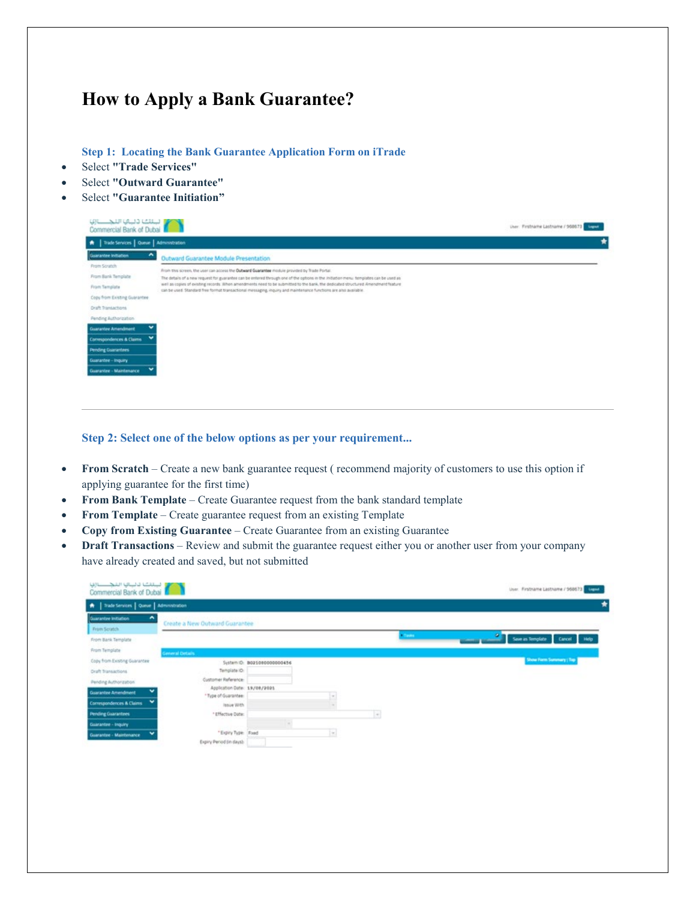# How to Apply a Bank Guarantee?

### Step 1: Locating the Bank Guarantee Application Form on iTrade

- Select **"Trade Services"**
- Select **"Outward Guarantee"**
- Select **"Guarantee Initiation"**

---

### Step 2: Select one of the below options as per your requirement...

- **From Scratch** – Create a new bank guarantee request ( recommend majority of customers to use this option if applying guarantee for the first time)
- **From Bank Template** – Create Guarantee request from the bank standard template
- **From Template** – Create guarantee request from an existing Template
- **Copy from Existing Guarantee** – Create Guarantee from an existing Guarantee
- **Draft Transactions** – Review and submit the guarantee request either you or another user from your company have already created and saved, but not submitted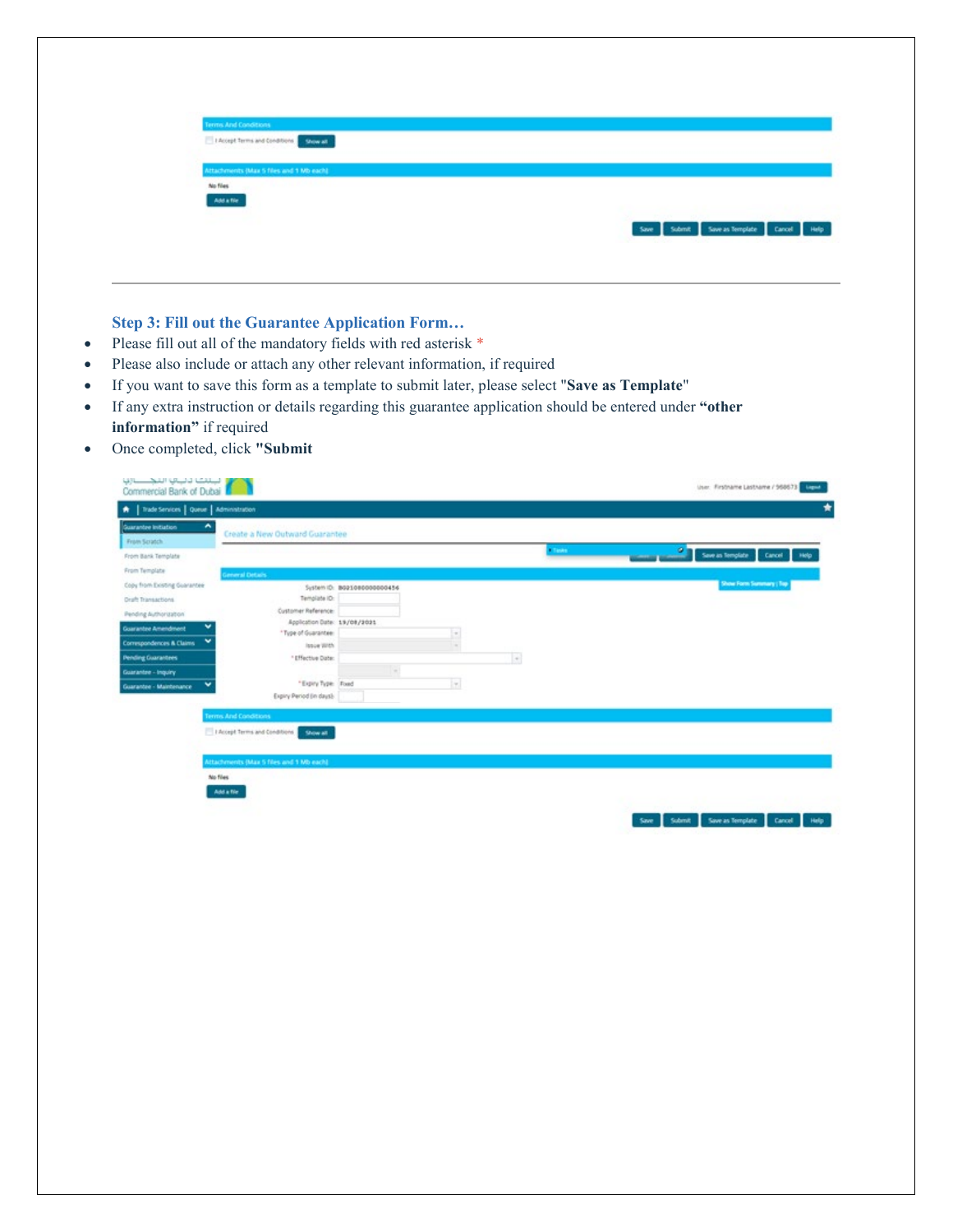### Step 3: Fill out the Guarantee Application Form…

- Please fill out all of the mandatory fields with red asterisk *
- Please also include or attach any other relevant information, if required
- If you want to save this form as a template to submit later, please select "**Save as Template**"
- If any extra instruction or details regarding this guarantee application should be entered under **"other information"** if required
- Once completed, click **"Submit**